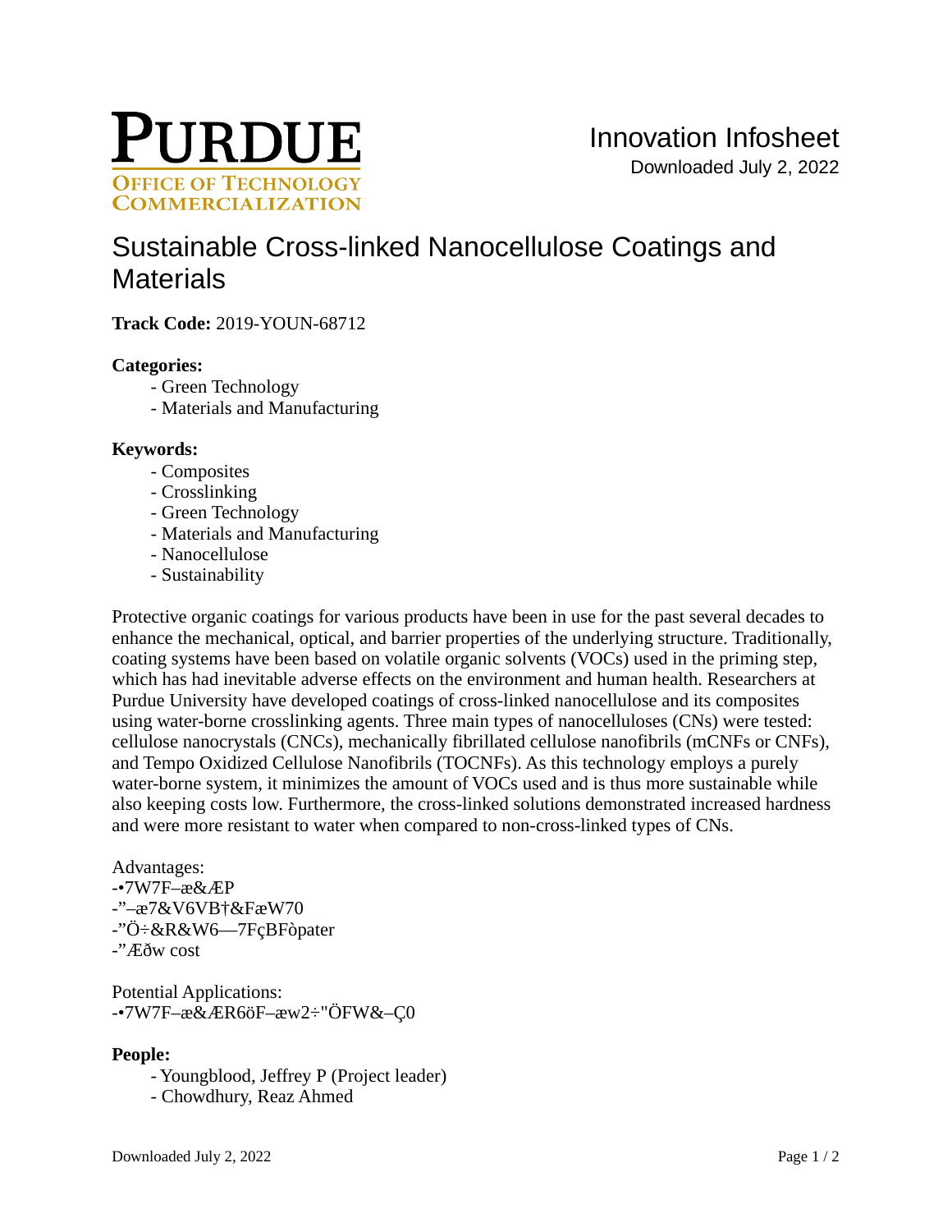# Sustainable Cross-linked Nanocellulose Coatings and Materials

**Track Code:** 2019-YOUN-68712

**Categories:**

- Green Technology
- Materials and Manufacturing

**Keywords:**

- Composites
- Crosslinking
- Green Technology
- Materials and Manufacturing
- Nanocellulose
- Sustainability

Protective organic coatings for various products have been in use for the past several decades to enhance the mechanical, optical, and barrier properties of the underlying structure. Traditionally, coating systems have been based on volatile organic solvents (VOCs) used in the priming step, which has had inevitable adverse effects on the environment and human health. Researchers at Purdue University have developed coatings of cross-linked nanocellulose and its composites using water-borne crosslinking agents. Three main types of nanocelluloses (CNs) were tested: cellulose nanocrystals (CNCs), mechanically fibrillated cellulose nanofibrils (mCNFs or CNFs), and Tempo Oxidized Cellulose Nanofibrils (TOCNFs). As this technology employs a purely water-borne system, it minimizes the amount of VOCs used and is thus more sustainable while also keeping costs low. Furthermore, the cross-linked solutions demonstrated increased hardness and were more resistant to water when compared to non-cross-linked types of CNs.

Advantages:
-•7W7F–æ&ÆP
-"–æ7&V6VB†&FæW70
-"Ö÷&R&W6—7FçBFòpater
-"Æðw cost

Potential Applications:
-•7W7F–æ&ÆR6öF–æw2÷"ÖFW&–Ç0

**People:**

- Youngblood, Jeffrey P (Project leader)
- Chowdhury, Reaz Ahmed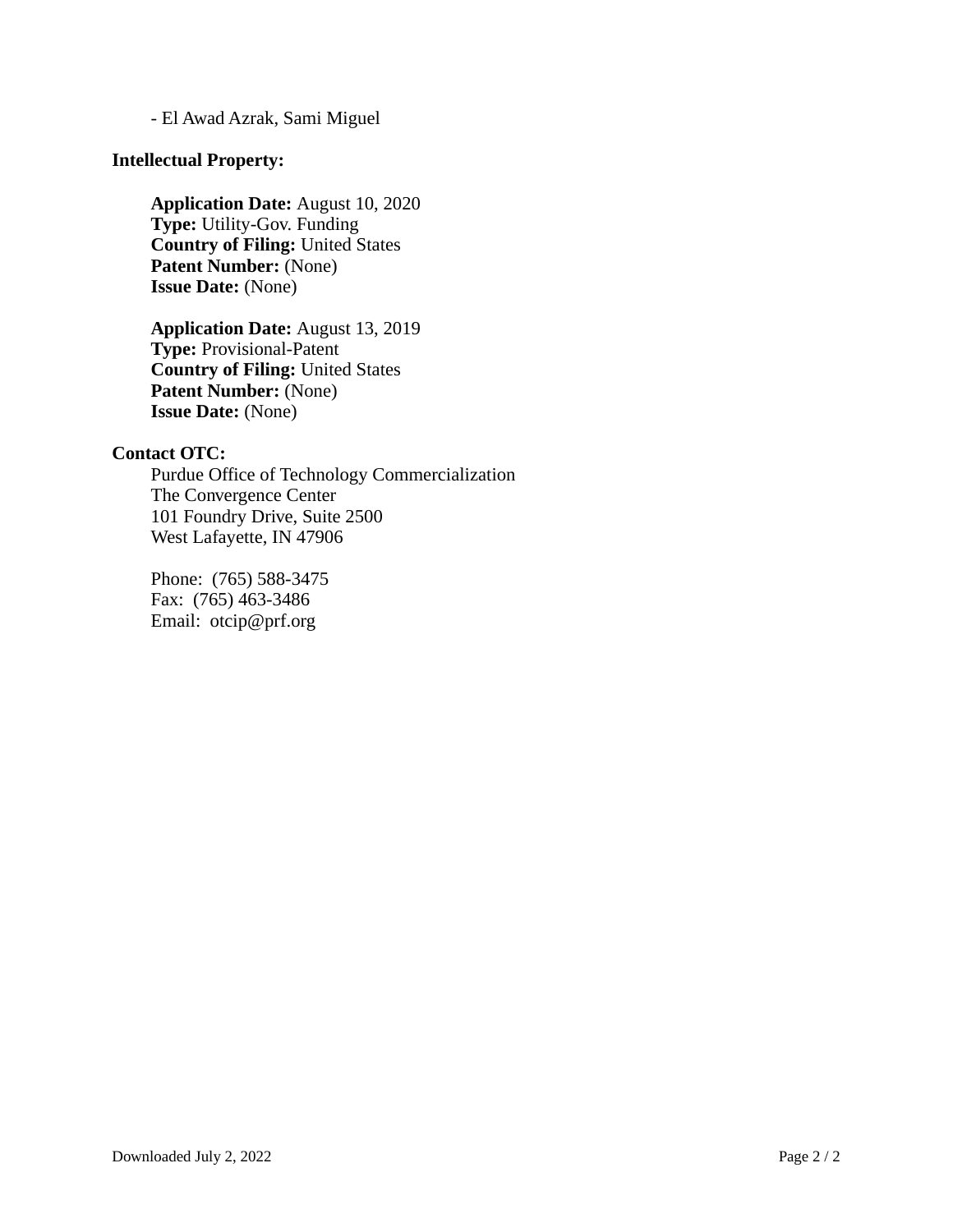- El Awad Azrak, Sami Miguel

**Intellectual Property:**

**Application Date:** August 10, 2020
**Type:** Utility-Gov. Funding
**Country of Filing:** United States
**Patent Number:** (None)
**Issue Date:** (None)

**Application Date:** August 13, 2019
**Type:** Provisional-Patent
**Country of Filing:** United States
**Patent Number:** (None)
**Issue Date:** (None)

**Contact OTC:**

Purdue Office of Technology Commercialization
The Convergence Center
101 Foundry Drive, Suite 2500
West Lafayette, IN 47906

Phone: (765) 588-3475
Fax: (765) 463-3486
Email: otcip@prf.org

Downloaded July 2, 2022